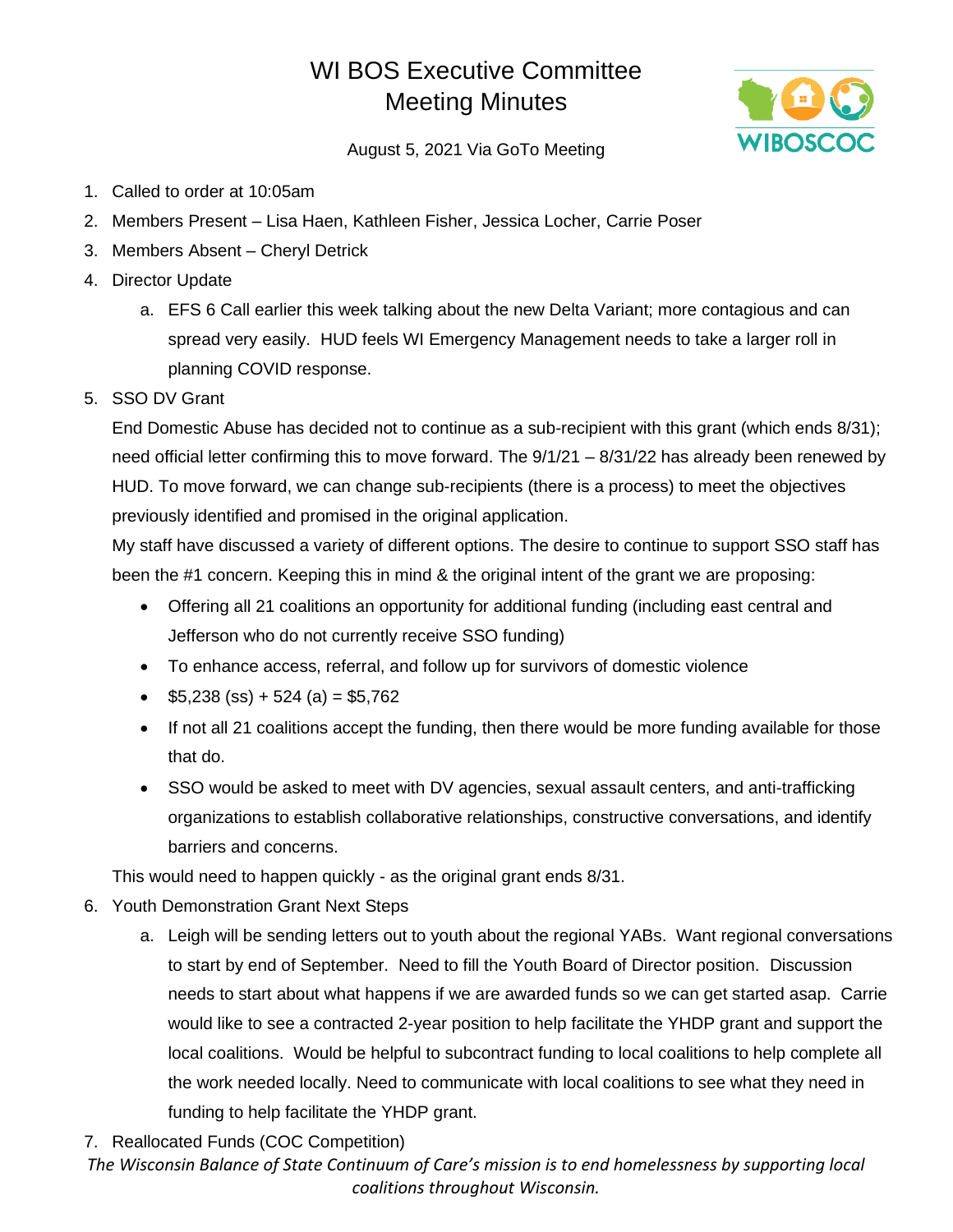# WI BOS Executive Committee Meeting Minutes

August 5, 2021 Via GoTo Meeting

1. Called to order at 10:05am
2. Members Present – Lisa Haen, Kathleen Fisher, Jessica Locher, Carrie Poser
3. Members Absent – Cheryl Detrick
4. Director Update
   a. EFS 6 Call earlier this week talking about the new Delta Variant; more contagious and can spread very easily. HUD feels WI Emergency Management needs to take a larger roll in planning COVID response.
5. SSO DV Grant

   End Domestic Abuse has decided not to continue as a sub-recipient with this grant (which ends 8/31); need official letter confirming this to move forward. The 9/1/21 – 8/31/22 has already been renewed by HUD. To move forward, we can change sub-recipients (there is a process) to meet the objectives previously identified and promised in the original application.

   My staff have discussed a variety of different options. The desire to continue to support SSO staff has been the #1 concern. Keeping this in mind & the original intent of the grant we are proposing:

   - Offering all 21 coalitions an opportunity for additional funding (including east central and Jefferson who do not currently receive SSO funding)
   - To enhance access, referral, and follow up for survivors of domestic violence
   - $5,238 (ss) + 524 (a) = $5,762
   - If not all 21 coalitions accept the funding, then there would be more funding available for those that do.
   - SSO would be asked to meet with DV agencies, sexual assault centers, and anti-trafficking organizations to establish collaborative relationships, constructive conversations, and identify barriers and concerns.

   This would need to happen quickly - as the original grant ends 8/31.
6. Youth Demonstration Grant Next Steps
   a. Leigh will be sending letters out to youth about the regional YABs. Want regional conversations to start by end of September. Need to fill the Youth Board of Director position. Discussion needs to start about what happens if we are awarded funds so we can get started asap. Carrie would like to see a contracted 2-year position to help facilitate the YHDP grant and support the local coalitions. Would be helpful to subcontract funding to local coalitions to help complete all the work needed locally. Need to communicate with local coalitions to see what they need in funding to help facilitate the YHDP grant.
7. Reallocated Funds (COC Competition)

*The Wisconsin Balance of State Continuum of Care's mission is to end homelessness by supporting local coalitions throughout Wisconsin.*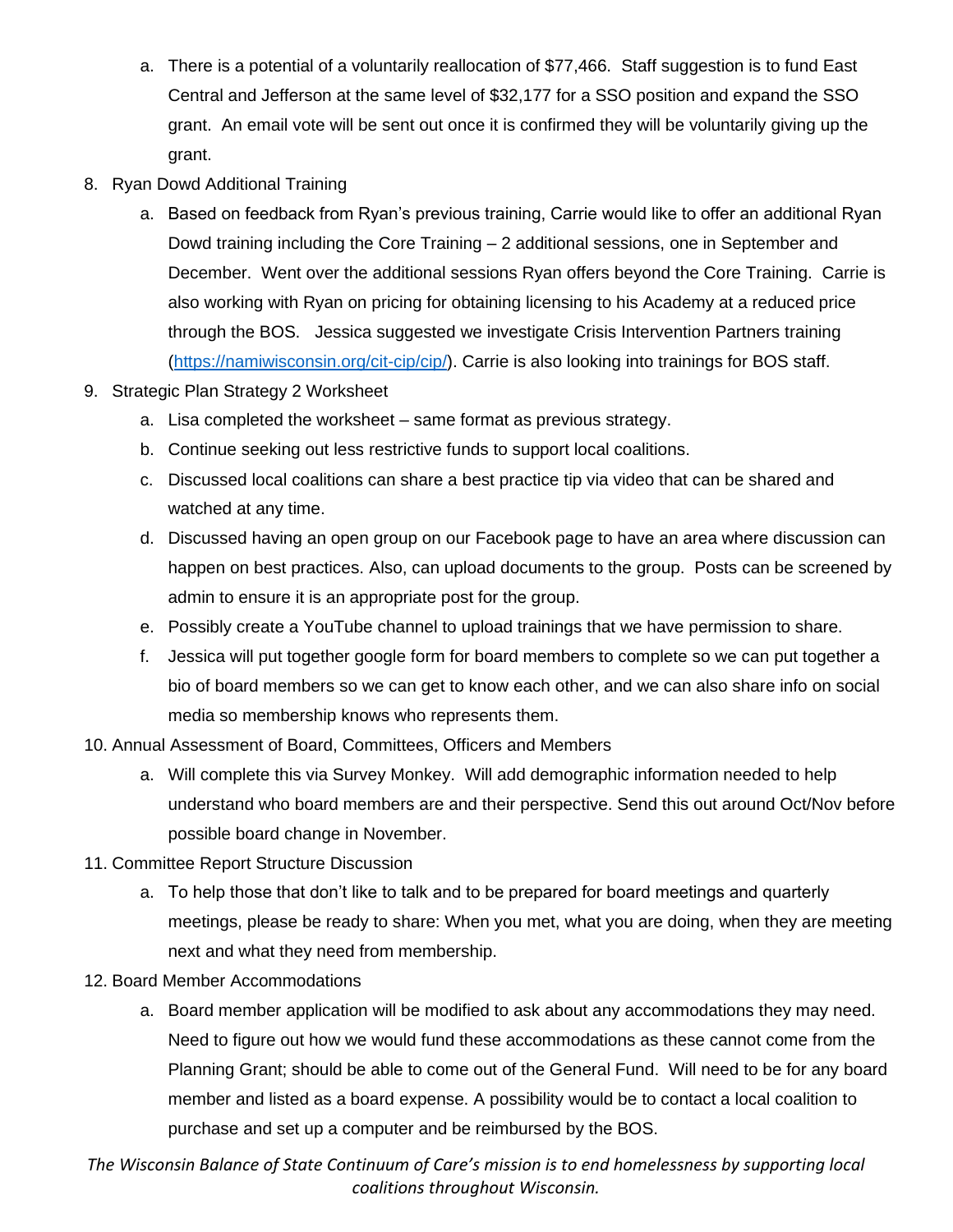a. There is a potential of a voluntarily reallocation of $77,466. Staff suggestion is to fund East Central and Jefferson at the same level of $32,177 for a SSO position and expand the SSO grant. An email vote will be sent out once it is confirmed they will be voluntarily giving up the grant.

8. Ryan Dowd Additional Training
   a. Based on feedback from Ryan's previous training, Carrie would like to offer an additional Ryan Dowd training including the Core Training – 2 additional sessions, one in September and December. Went over the additional sessions Ryan offers beyond the Core Training. Carrie is also working with Ryan on pricing for obtaining licensing to his Academy at a reduced price through the BOS. Jessica suggested we investigate Crisis Intervention Partners training (https://namiwisconsin.org/cit-cip/cip/). Carrie is also looking into trainings for BOS staff.
9. Strategic Plan Strategy 2 Worksheet
   a. Lisa completed the worksheet – same format as previous strategy.
   b. Continue seeking out less restrictive funds to support local coalitions.
   c. Discussed local coalitions can share a best practice tip via video that can be shared and watched at any time.
   d. Discussed having an open group on our Facebook page to have an area where discussion can happen on best practices. Also, can upload documents to the group. Posts can be screened by admin to ensure it is an appropriate post for the group.
   e. Possibly create a YouTube channel to upload trainings that we have permission to share.
   f. Jessica will put together google form for board members to complete so we can put together a bio of board members so we can get to know each other, and we can also share info on social media so membership knows who represents them.
10. Annual Assessment of Board, Committees, Officers and Members
    a. Will complete this via Survey Monkey. Will add demographic information needed to help understand who board members are and their perspective. Send this out around Oct/Nov before possible board change in November.
11. Committee Report Structure Discussion
    a. To help those that don't like to talk and to be prepared for board meetings and quarterly meetings, please be ready to share: When you met, what you are doing, when they are meeting next and what they need from membership.
12. Board Member Accommodations
    a. Board member application will be modified to ask about any accommodations they may need. Need to figure out how we would fund these accommodations as these cannot come from the Planning Grant; should be able to come out of the General Fund. Will need to be for any board member and listed as a board expense. A possibility would be to contact a local coalition to purchase and set up a computer and be reimbursed by the BOS.

*The Wisconsin Balance of State Continuum of Care's mission is to end homelessness by supporting local coalitions throughout Wisconsin.*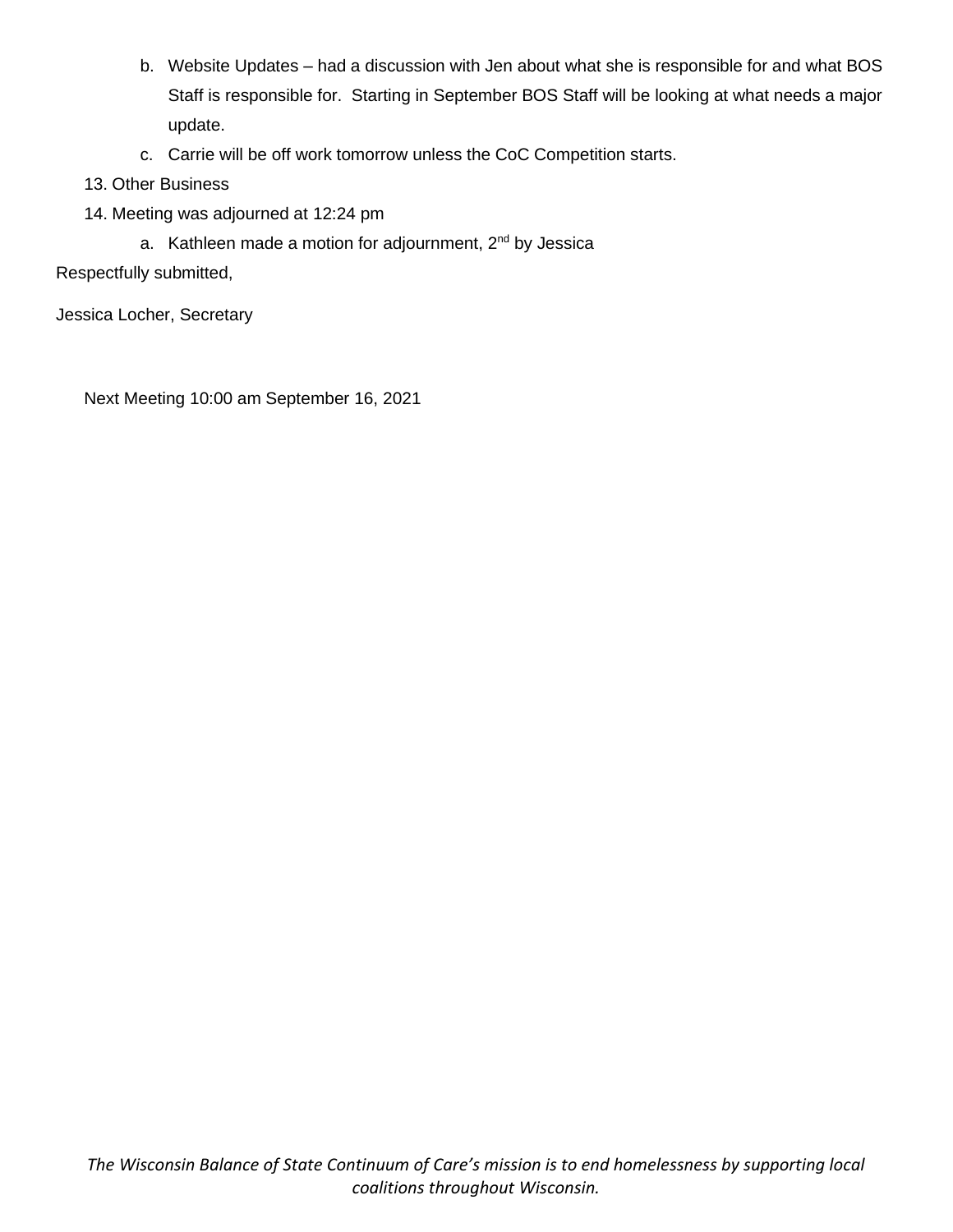b. Website Updates – had a discussion with Jen about what she is responsible for and what BOS Staff is responsible for. Starting in September BOS Staff will be looking at what needs a major update.
   c. Carrie will be off work tomorrow unless the CoC Competition starts.

13. Other Business
14. Meeting was adjourned at 12:24 pm
   a. Kathleen made a motion for adjournment, 2nd by Jessica

Respectfully submitted,

Jessica Locher, Secretary

Next Meeting 10:00 am September 16, 2021

*The Wisconsin Balance of State Continuum of Care's mission is to end homelessness by supporting local coalitions throughout Wisconsin.*